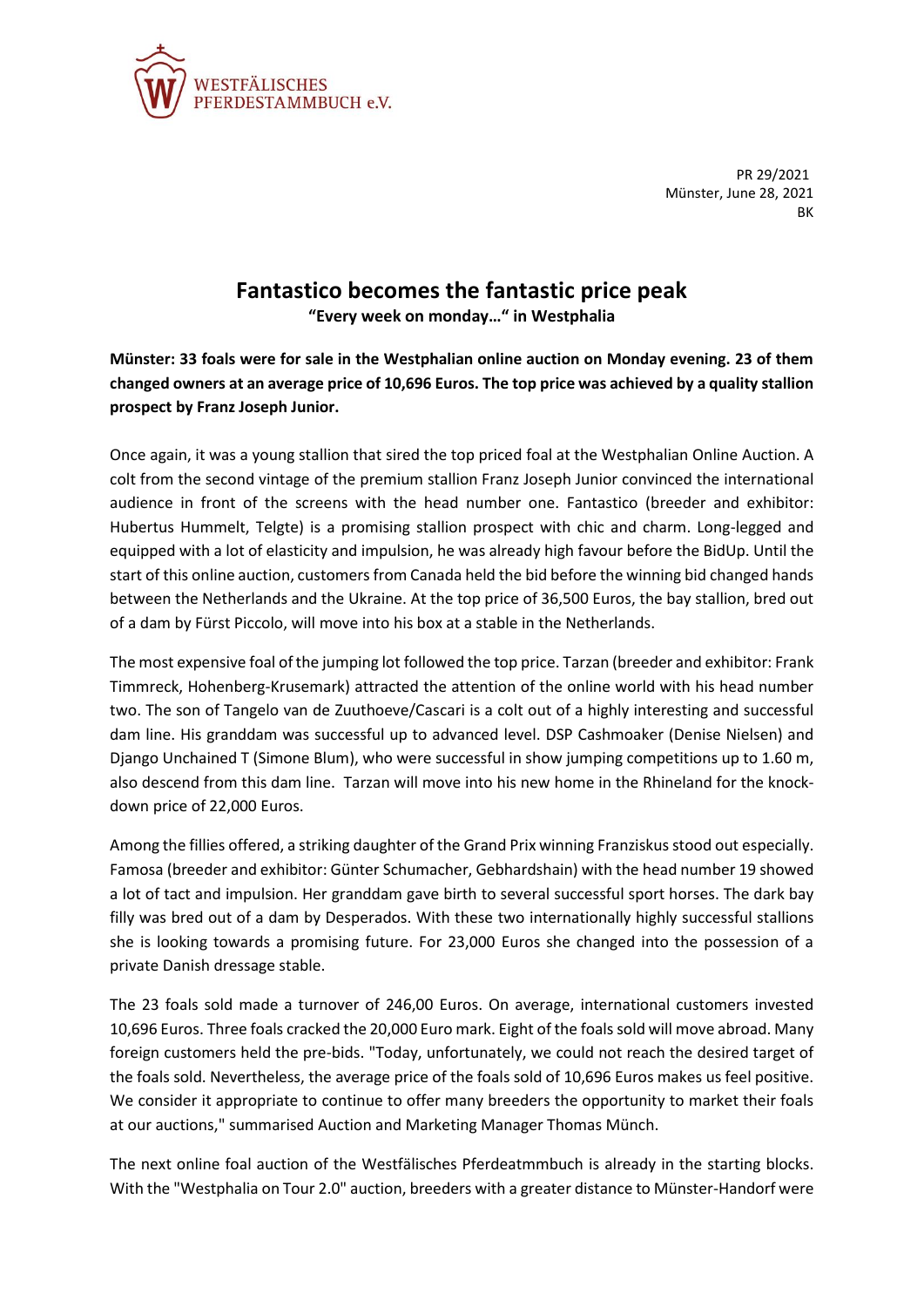WESTFÄLISCHES
PFERDESTAMMBUCH e.V.

PR 29/2021
Münster, June 28, 2021
BK

# Fantastico becomes the fantastic price peak

**"Every week on monday…" in Westphalia**

**Münster: 33 foals were for sale in the Westphalian online auction on Monday evening. 23 of them changed owners at an average price of 10,696 Euros. The top price was achieved by a quality stallion prospect by Franz Joseph Junior.**

Once again, it was a young stallion that sired the top priced foal at the Westphalian Online Auction. A colt from the second vintage of the premium stallion Franz Joseph Junior convinced the international audience in front of the screens with the head number one. Fantastico (breeder and exhibitor: Hubertus Hummelt, Telgte) is a promising stallion prospect with chic and charm. Long-legged and equipped with a lot of elasticity and impulsion, he was already high favour before the BidUp. Until the start of this online auction, customers from Canada held the bid before the winning bid changed hands between the Netherlands and the Ukraine. At the top price of 36,500 Euros, the bay stallion, bred out of a dam by Fürst Piccolo, will move into his box at a stable in the Netherlands.

The most expensive foal of the jumping lot followed the top price. Tarzan (breeder and exhibitor: Frank Timmreck, Hohenberg-Krusemark) attracted the attention of the online world with his head number two. The son of Tangelo van de Zuuthoeve/Cascari is a colt out of a highly interesting and successful dam line. His granddam was successful up to advanced level. DSP Cashmoaker (Denise Nielsen) and Django Unchained T (Simone Blum), who were successful in show jumping competitions up to 1.60 m, also descend from this dam line. Tarzan will move into his new home in the Rhineland for the knock-down price of 22,000 Euros.

Among the fillies offered, a striking daughter of the Grand Prix winning Franziskus stood out especially. Famosa (breeder and exhibitor: Günter Schumacher, Gebhardshain) with the head number 19 showed a lot of tact and impulsion. Her granddam gave birth to several successful sport horses. The dark bay filly was bred out of a dam by Desperados. With these two internationally highly successful stallions she is looking towards a promising future. For 23,000 Euros she changed into the possession of a private Danish dressage stable.

The 23 foals sold made a turnover of 246,00 Euros. On average, international customers invested 10,696 Euros. Three foals cracked the 20,000 Euro mark. Eight of the foals sold will move abroad. Many foreign customers held the pre-bids. "Today, unfortunately, we could not reach the desired target of the foals sold. Nevertheless, the average price of the foals sold of 10,696 Euros makes us feel positive. We consider it appropriate to continue to offer many breeders the opportunity to market their foals at our auctions," summarised Auction and Marketing Manager Thomas Münch.

The next online foal auction of the Westfälisches Pferdeatmmbuch is already in the starting blocks. With the "Westphalia on Tour 2.0" auction, breeders with a greater distance to Münster-Handorf were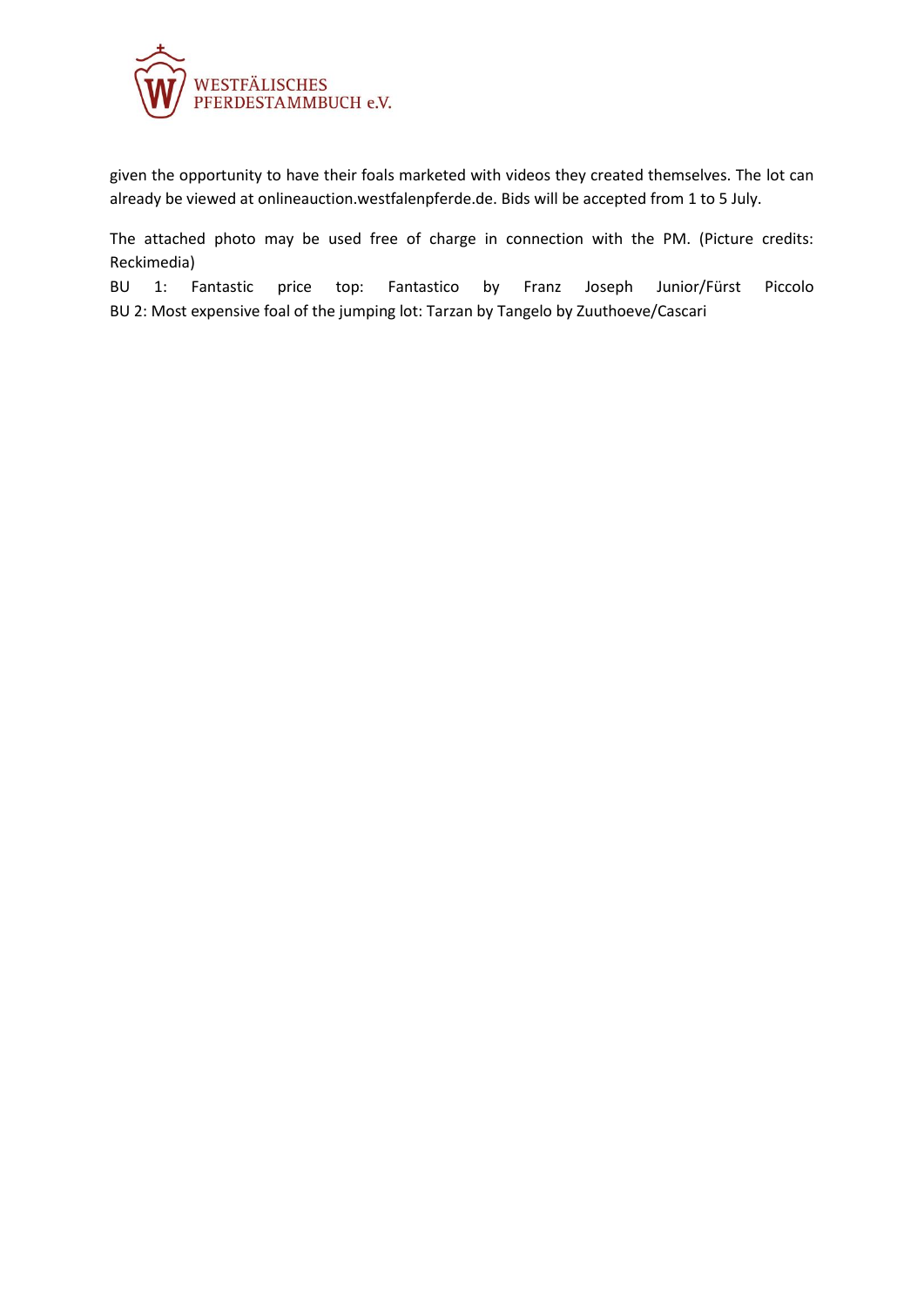given the opportunity to have their foals marketed with videos they created themselves. The lot can already be viewed at onlineauction.westfalenpferde.de. Bids will be accepted from 1 to 5 July.

The attached photo may be used free of charge in connection with the PM. (Picture credits: Reckimedia)

BU 1: Fantastic price top: Fantastico by Franz Joseph Junior/Fürst Piccolo

BU 2: Most expensive foal of the jumping lot: Tarzan by Tangelo by Zuuthoeve/Cascari